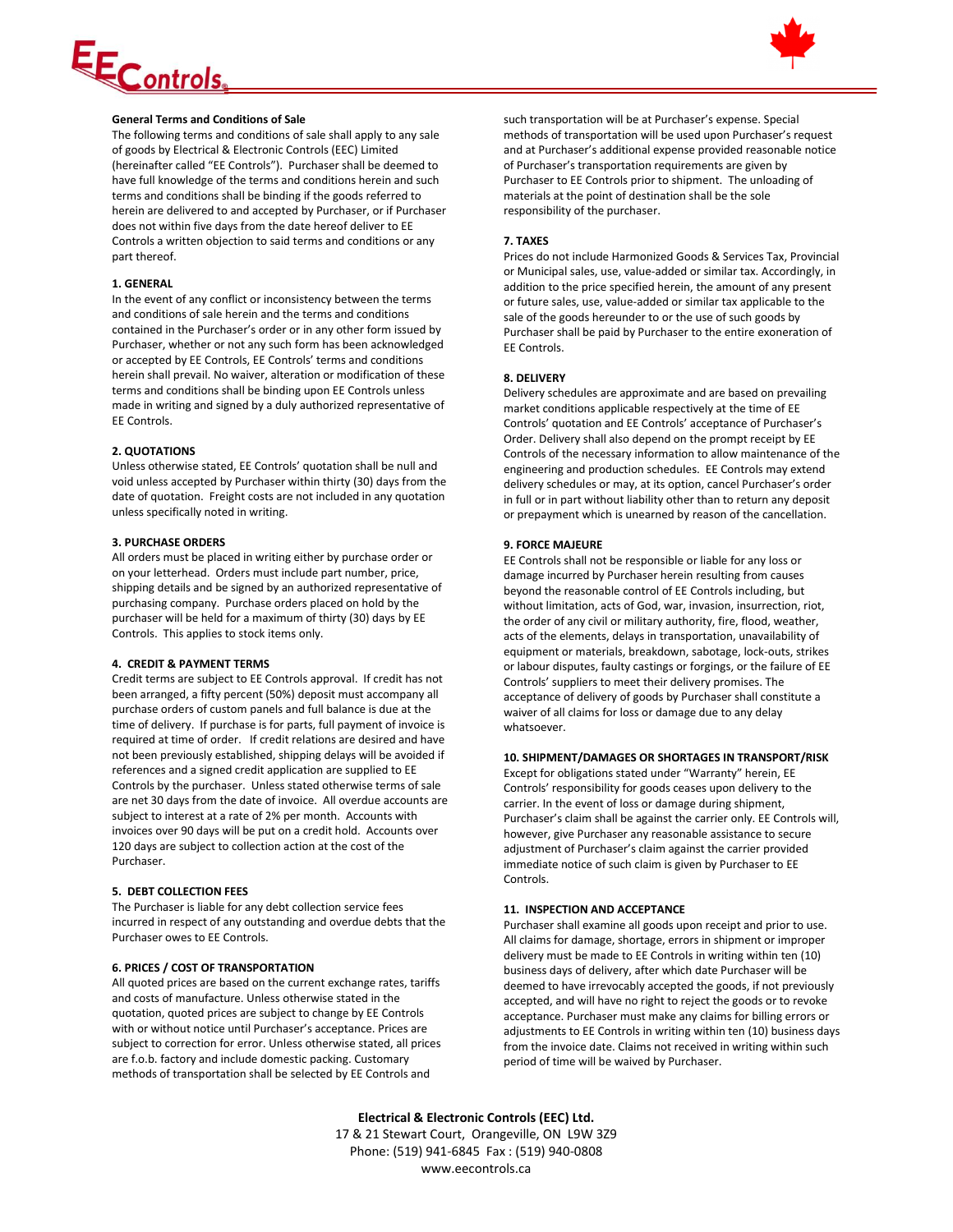## General Terms and Conditions of Sale

The following terms and conditions of sale shall apply to any sale of goods by Electrical & Electronic Controls (EEC) Limited (hereinafter called "EE Controls"). Purchaser shall be deemed to have full knowledge of the terms and conditions herein and such terms and conditions shall be binding if the goods referred to herein are delivered to and accepted by Purchaser, or if Purchaser does not within five days from the date hereof deliver to EE Controls a written objection to said terms and conditions or any part thereof.

### 1. GENERAL

In the event of any conflict or inconsistency between the terms and conditions of sale herein and the terms and conditions contained in the Purchaser's order or in any other form issued by Purchaser, whether or not any such form has been acknowledged or accepted by EE Controls, EE Controls' terms and conditions herein shall prevail. No waiver, alteration or modification of these terms and conditions shall be binding upon EE Controls unless made in writing and signed by a duly authorized representative of EE Controls.

### 2. QUOTATIONS

Unless otherwise stated, EE Controls' quotation shall be null and void unless accepted by Purchaser within thirty (30) days from the date of quotation. Freight costs are not included in any quotation unless specifically noted in writing.

### 3. PURCHASE ORDERS

All orders must be placed in writing either by purchase order or on your letterhead. Orders must include part number, price, shipping details and be signed by an authorized representative of purchasing company. Purchase orders placed on hold by the purchaser will be held for a maximum of thirty (30) days by EE Controls. This applies to stock items only.

### 4. CREDIT & PAYMENT TERMS

Credit terms are subject to EE Controls approval. If credit has not been arranged, a fifty percent (50%) deposit must accompany all purchase orders of custom panels and full balance is due at the time of delivery. If purchase is for parts, full payment of invoice is required at time of order. If credit relations are desired and have not been previously established, shipping delays will be avoided if references and a signed credit application are supplied to EE Controls by the purchaser. Unless stated otherwise terms of sale are net 30 days from the date of invoice. All overdue accounts are subject to interest at a rate of 2% per month. Accounts with invoices over 90 days will be put on a credit hold. Accounts over 120 days are subject to collection action at the cost of the Purchaser.

### 5. DEBT COLLECTION FEES

The Purchaser is liable for any debt collection service fees incurred in respect of any outstanding and overdue debts that the Purchaser owes to EE Controls.

### 6. PRICES / COST OF TRANSPORTATION

All quoted prices are based on the current exchange rates, tariffs and costs of manufacture. Unless otherwise stated in the quotation, quoted prices are subject to change by EE Controls with or without notice until Purchaser's acceptance. Prices are subject to correction for error. Unless otherwise stated, all prices are f.o.b. factory and include domestic packing. Customary methods of transportation shall be selected by EE Controls and such transportation will be at Purchaser's expense. Special methods of transportation will be used upon Purchaser's request and at Purchaser's additional expense provided reasonable notice of Purchaser's transportation requirements are given by Purchaser to EE Controls prior to shipment. The unloading of materials at the point of destination shall be the sole responsibility of the purchaser.

### 7. TAXES

Prices do not include Harmonized Goods & Services Tax, Provincial or Municipal sales, use, value-added or similar tax. Accordingly, in addition to the price specified herein, the amount of any present or future sales, use, value-added or similar tax applicable to the sale of the goods hereunder to or the use of such goods by Purchaser shall be paid by Purchaser to the entire exoneration of EE Controls.

### 8. DELIVERY

Delivery schedules are approximate and are based on prevailing market conditions applicable respectively at the time of EE Controls' quotation and EE Controls' acceptance of Purchaser's Order. Delivery shall also depend on the prompt receipt by EE Controls of the necessary information to allow maintenance of the engineering and production schedules. EE Controls may extend delivery schedules or may, at its option, cancel Purchaser's order in full or in part without liability other than to return any deposit or prepayment which is unearned by reason of the cancellation.

### 9. FORCE MAJEURE

EE Controls shall not be responsible or liable for any loss or damage incurred by Purchaser herein resulting from causes beyond the reasonable control of EE Controls including, but without limitation, acts of God, war, invasion, insurrection, riot, the order of any civil or military authority, fire, flood, weather, acts of the elements, delays in transportation, unavailability of equipment or materials, breakdown, sabotage, lock-outs, strikes or labour disputes, faulty castings or forgings, or the failure of EE Controls' suppliers to meet their delivery promises. The acceptance of delivery of goods by Purchaser shall constitute a waiver of all claims for loss or damage due to any delay whatsoever.

### 10. SHIPMENT/DAMAGES OR SHORTAGES IN TRANSPORT/RISK

Except for obligations stated under "Warranty" herein, EE Controls' responsibility for goods ceases upon delivery to the carrier. In the event of loss or damage during shipment, Purchaser's claim shall be against the carrier only. EE Controls will, however, give Purchaser any reasonable assistance to secure adjustment of Purchaser's claim against the carrier provided immediate notice of such claim is given by Purchaser to EE Controls.

### 11. INSPECTION AND ACCEPTANCE

Purchaser shall examine all goods upon receipt and prior to use. All claims for damage, shortage, errors in shipment or improper delivery must be made to EE Controls in writing within ten (10) business days of delivery, after which date Purchaser will be deemed to have irrevocably accepted the goods, if not previously accepted, and will have no right to reject the goods or to revoke acceptance. Purchaser must make any claims for billing errors or adjustments to EE Controls in writing within ten (10) business days from the invoice date. Claims not received in writing within such period of time will be waived by Purchaser.

**Electrical & Electronic Controls (EEC) Ltd.**
17 & 21 Stewart Court, Orangeville, ON L9W 3Z9
Phone: (519) 941-6845 Fax : (519) 940-0808
www.eecontrols.ca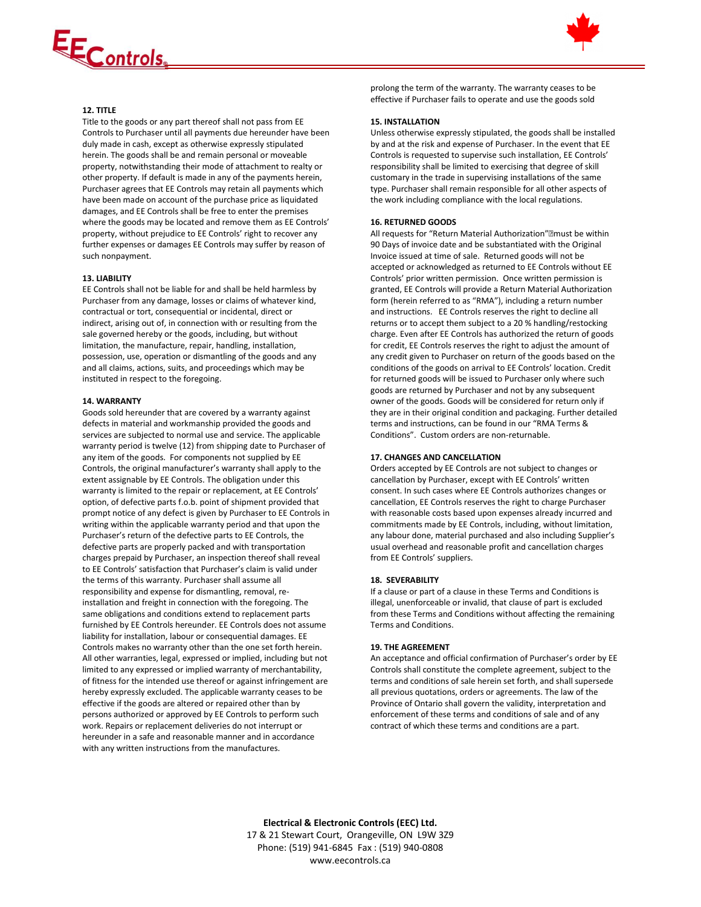## 12. TITLE

Title to the goods or any part thereof shall not pass from EE Controls to Purchaser until all payments due hereunder have been duly made in cash, except as otherwise expressly stipulated herein. The goods shall be and remain personal or moveable property, notwithstanding their mode of attachment to realty or other property. If default is made in any of the payments herein, Purchaser agrees that EE Controls may retain all payments which have been made on account of the purchase price as liquidated damages, and EE Controls shall be free to enter the premises where the goods may be located and remove them as EE Controls' property, without prejudice to EE Controls' right to recover any further expenses or damages EE Controls may suffer by reason of such nonpayment.

## 13. LIABILITY

EE Controls shall not be liable for and shall be held harmless by Purchaser from any damage, losses or claims of whatever kind, contractual or tort, consequential or incidental, direct or indirect, arising out of, in connection with or resulting from the sale governed hereby or the goods, including, but without limitation, the manufacture, repair, handling, installation, possession, use, operation or dismantling of the goods and any and all claims, actions, suits, and proceedings which may be instituted in respect to the foregoing.

## 14. WARRANTY

Goods sold hereunder that are covered by a warranty against defects in material and workmanship provided the goods and services are subjected to normal use and service. The applicable warranty period is twelve (12) from shipping date to Purchaser of any item of the goods. For components not supplied by EE Controls, the original manufacturer's warranty shall apply to the extent assignable by EE Controls. The obligation under this warranty is limited to the repair or replacement, at EE Controls' option, of defective parts f.o.b. point of shipment provided that prompt notice of any defect is given by Purchaser to EE Controls in writing within the applicable warranty period and that upon the Purchaser's return of the defective parts to EE Controls, the defective parts are properly packed and with transportation charges prepaid by Purchaser, an inspection thereof shall reveal to EE Controls' satisfaction that Purchaser's claim is valid under the terms of this warranty. Purchaser shall assume all responsibility and expense for dismantling, removal, re-installation and freight in connection with the foregoing. The same obligations and conditions extend to replacement parts furnished by EE Controls hereunder. EE Controls does not assume liability for installation, labour or consequential damages. EE Controls makes no warranty other than the one set forth herein. All other warranties, legal, expressed or implied, including but not limited to any expressed or implied warranty of merchantability, of fitness for the intended use thereof or against infringement are hereby expressly excluded. The applicable warranty ceases to be effective if the goods are altered or repaired other than by persons authorized or approved by EE Controls to perform such work. Repairs or replacement deliveries do not interrupt or hereunder in a safe and reasonable manner and in accordance with any written instructions from the manufactures. prolong the term of the warranty. The warranty ceases to be effective if Purchaser fails to operate and use the goods sold

## 15. INSTALLATION

Unless otherwise expressly stipulated, the goods shall be installed by and at the risk and expense of Purchaser. In the event that EE Controls is requested to supervise such installation, EE Controls' responsibility shall be limited to exercising that degree of skill customary in the trade in supervising installations of the same type. Purchaser shall remain responsible for all other aspects of the work including compliance with the local regulations.

## 16. RETURNED GOODS

All requests for "Return Material Authorization" must be within 90 Days of invoice date and be substantiated with the Original Invoice issued at time of sale. Returned goods will not be accepted or acknowledged as returned to EE Controls without EE Controls' prior written permission. Once written permission is granted, EE Controls will provide a Return Material Authorization form (herein referred to as "RMA"), including a return number and instructions. EE Controls reserves the right to decline all returns or to accept them subject to a 20 % handling/restocking charge. Even after EE Controls has authorized the return of goods for credit, EE Controls reserves the right to adjust the amount of any credit given to Purchaser on return of the goods based on the conditions of the goods on arrival to EE Controls' location. Credit for returned goods will be issued to Purchaser only where such goods are returned by Purchaser and not by any subsequent owner of the goods. Goods will be considered for return only if they are in their original condition and packaging. Further detailed terms and instructions, can be found in our "RMA Terms & Conditions". Custom orders are non-returnable.

## 17. CHANGES AND CANCELLATION

Orders accepted by EE Controls are not subject to changes or cancellation by Purchaser, except with EE Controls' written consent. In such cases where EE Controls authorizes changes or cancellation, EE Controls reserves the right to charge Purchaser with reasonable costs based upon expenses already incurred and commitments made by EE Controls, including, without limitation, any labour done, material purchased and also including Supplier's usual overhead and reasonable profit and cancellation charges from EE Controls' suppliers.

## 18. SEVERABILITY

If a clause or part of a clause in these Terms and Conditions is illegal, unenforceable or invalid, that clause of part is excluded from these Terms and Conditions without affecting the remaining Terms and Conditions.

## 19. THE AGREEMENT

An acceptance and official confirmation of Purchaser's order by EE Controls shall constitute the complete agreement, subject to the terms and conditions of sale herein set forth, and shall supersede all previous quotations, orders or agreements. The law of the Province of Ontario shall govern the validity, interpretation and enforcement of these terms and conditions of sale and of any contract of which these terms and conditions are a part.

**Electrical & Electronic Controls (EEC) Ltd.**
17 & 21 Stewart Court, Orangeville, ON L9W 3Z9
Phone: (519) 941-6845 Fax : (519) 940-0808
www.eecontrols.ca